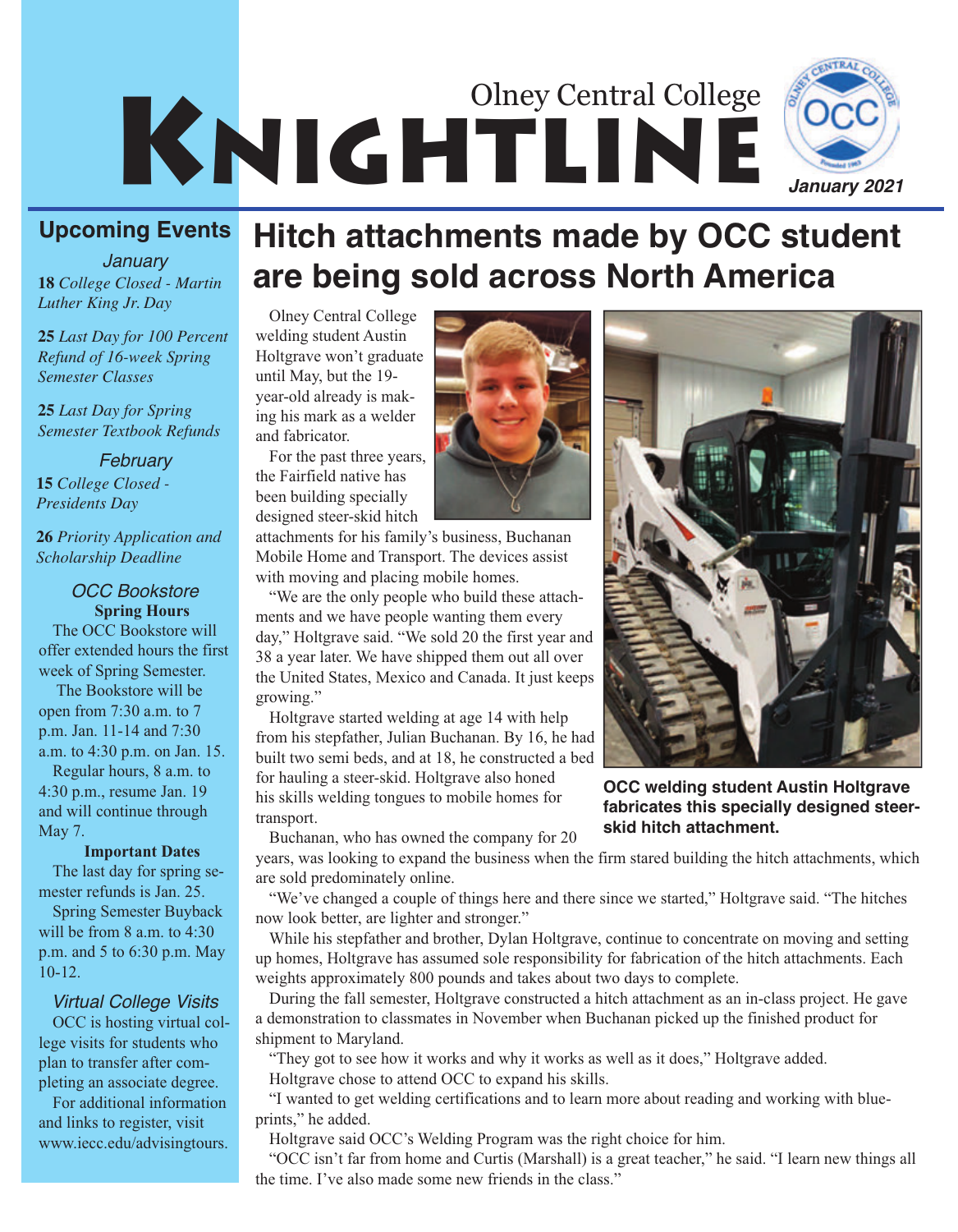# Olney Central College Knightline

*January 2021*

## Upcoming Events

*January*

**18** *College Closed - Martin Luther King Jr. Day*

**25** *Last Day for 100 Percent Refund of 16-week Spring Semester Classes*

**25** *Last Day for Spring Semester Textbook Refunds*

*February*

**15** *College Closed - Presidents Day*

**26** *Priority Application and Scholarship Deadline*

### *OCC Bookstore*

**Spring Hours**

The OCC Bookstore will offer extended hours the first week of Spring Semester.

The Bookstore will be open from 7:30 a.m. to 7 p.m. Jan. 11-14 and 7:30 a.m. to 4:30 p.m. on Jan. 15.

Regular hours, 8 a.m. to 4:30 p.m., resume Jan. 19 and will continue through May 7.

**Important Dates**

The last day for spring semester refunds is Jan. 25.

Spring Semester Buyback will be from 8 a.m. to 4:30 p.m. and 5 to 6:30 p.m. May 10-12.

### *Virtual College Visits*

OCC is hosting virtual college visits for students who plan to transfer after completing an associate degree.

For additional information and links to register, visit www.iecc.edu/advisingtours.

# Hitch attachments made by OCC student are being sold across North America

Olney Central College welding student Austin Holtgrave won't graduate until May, but the 19-year-old already is making his mark as a welder and fabricator.

For the past three years, the Fairfield native has been building specially designed steer-skid hitch attachments for his family's business, Buchanan Mobile Home and Transport. The devices assist with moving and placing mobile homes.

"We are the only people who build these attachments and we have people wanting them every day," Holtgrave said. "We sold 20 the first year and 38 a year later. We have shipped them out all over the United States, Mexico and Canada. It just keeps growing."

Holtgrave started welding at age 14 with help from his stepfather, Julian Buchanan. By 16, he had built two semi beds, and at 18, he constructed a bed for hauling a steer-skid. Holtgrave also honed his skills welding tongues to mobile homes for transport.

Buchanan, who has owned the company for 20 years, was looking to expand the business when the firm stared building the hitch attachments, which are sold predominately online.

"We've changed a couple of things here and there since we started," Holtgrave said. "The hitches now look better, are lighter and stronger."

While his stepfather and brother, Dylan Holtgrave, continue to concentrate on moving and setting up homes, Holtgrave has assumed sole responsibility for fabrication of the hitch attachments. Each weights approximately 800 pounds and takes about two days to complete.

During the fall semester, Holtgrave constructed a hitch attachment as an in-class project. He gave a demonstration to classmates in November when Buchanan picked up the finished product for shipment to Maryland.

"They got to see how it works and why it works as well as it does," Holtgrave added.

Holtgrave chose to attend OCC to expand his skills.

"I wanted to get welding certifications and to learn more about reading and working with blueprints," he added.

Holtgrave said OCC's Welding Program was the right choice for him.

"OCC isn't far from home and Curtis (Marshall) is a great teacher," he said. "I learn new things all the time. I've also made some new friends in the class."

**OCC welding student Austin Holtgrave fabricates this specially designed steer-skid hitch attachment.**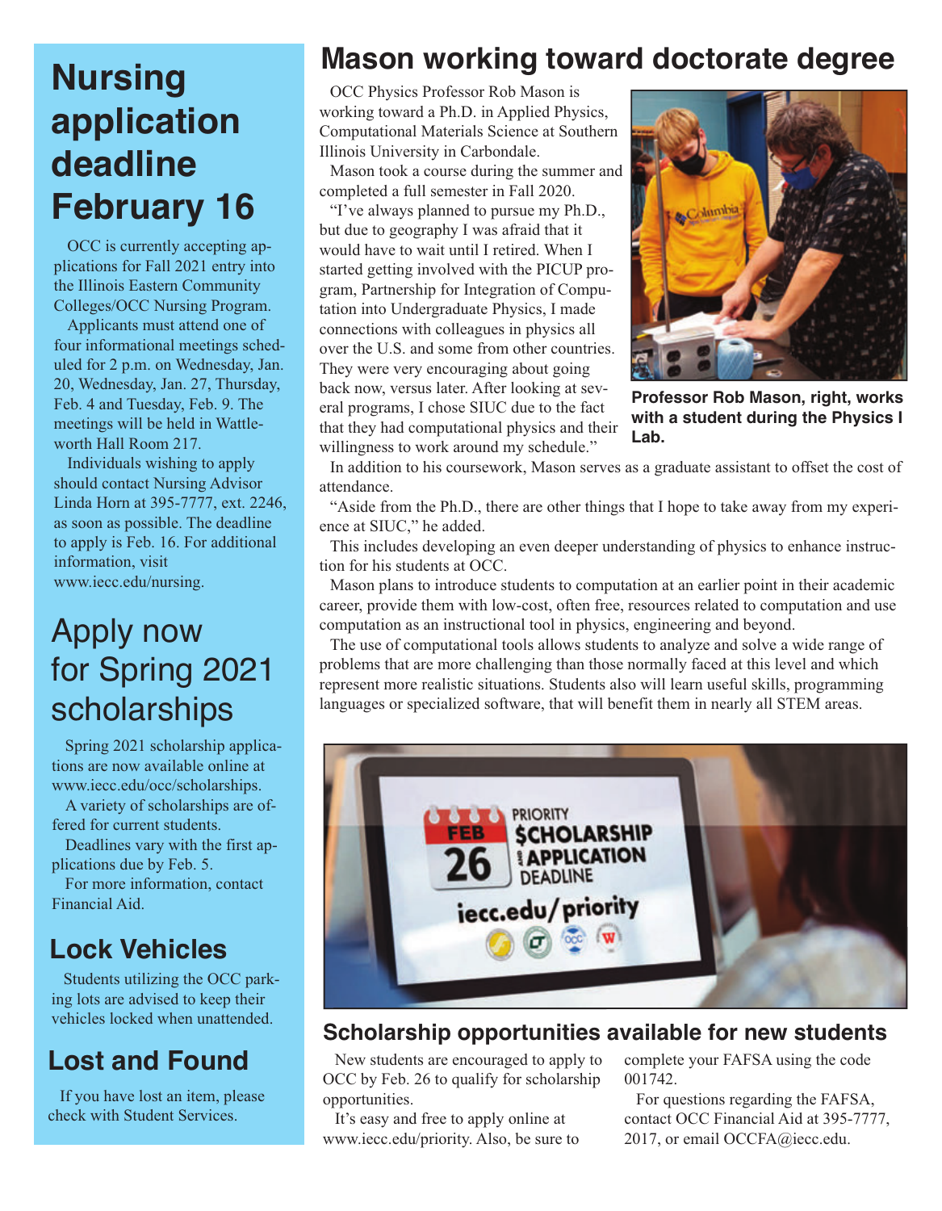# Nursing application deadline February 16

OCC is currently accepting applications for Fall 2021 entry into the Illinois Eastern Community Colleges/OCC Nursing Program.

Applicants must attend one of four informational meetings scheduled for 2 p.m. on Wednesday, Jan. 20, Wednesday, Jan. 27, Thursday, Feb. 4 and Tuesday, Feb. 9. The meetings will be held in Wattleworth Hall Room 217.

Individuals wishing to apply should contact Nursing Advisor Linda Horn at 395-7777, ext. 2246, as soon as possible. The deadline to apply is Feb. 16. For additional information, visit www.iecc.edu/nursing.

# Apply now for Spring 2021 scholarships

Spring 2021 scholarship applications are now available online at www.iecc.edu/occ/scholarships.

A variety of scholarships are offered for current students.

Deadlines vary with the first applications due by Feb. 5.

For more information, contact Financial Aid.

## Lock Vehicles

Students utilizing the OCC parking lots are advised to keep their vehicles locked when unattended.

## Lost and Found

If you have lost an item, please check with Student Services.

# Mason working toward doctorate degree

OCC Physics Professor Rob Mason is working toward a Ph.D. in Applied Physics, Computational Materials Science at Southern Illinois University in Carbondale.

Mason took a course during the summer and completed a full semester in Fall 2020.

"I've always planned to pursue my Ph.D., but due to geography I was afraid that it would have to wait until I retired. When I started getting involved with the PICUP program, Partnership for Integration of Computation into Undergraduate Physics, I made connections with colleagues in physics all over the U.S. and some from other countries. They were very encouraging about going back now, versus later. After looking at several programs, I chose SIUC due to the fact that they had computational physics and their willingness to work around my schedule."

**Professor Rob Mason, right, works with a student during the Physics I Lab.**

In addition to his coursework, Mason serves as a graduate assistant to offset the cost of attendance.

"Aside from the Ph.D., there are other things that I hope to take away from my experience at SIUC," he added.

This includes developing an even deeper understanding of physics to enhance instruction for his students at OCC.

Mason plans to introduce students to computation at an earlier point in their academic career, provide them with low-cost, often free, resources related to computation and use computation as an instructional tool in physics, engineering and beyond.

The use of computational tools allows students to analyze and solve a wide range of problems that are more challenging than those normally faced at this level and which represent more realistic situations. Students also will learn useful skills, programming languages or specialized software, that will benefit them in nearly all STEM areas.

## Scholarship opportunities available for new students

New students are encouraged to apply to OCC by Feb. 26 to qualify for scholarship opportunities.

It's easy and free to apply online at www.iecc.edu/priority. Also, be sure to complete your FAFSA using the code 001742.

For questions regarding the FAFSA, contact OCC Financial Aid at 395-7777, 2017, or email OCCFA@iecc.edu.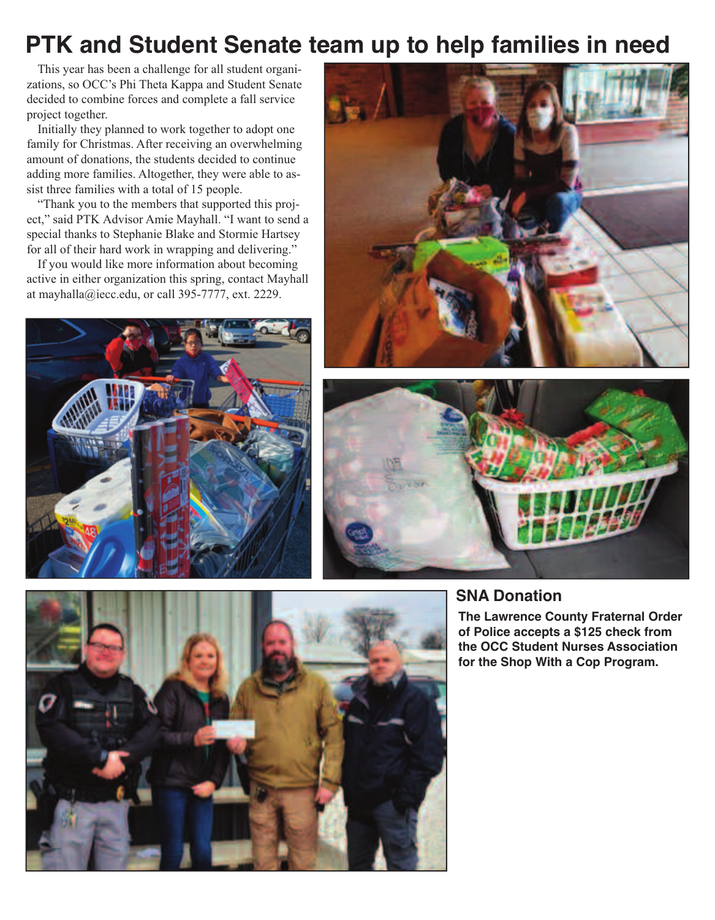# PTK and Student Senate team up to help families in need

This year has been a challenge for all student organizations, so OCC's Phi Theta Kappa and Student Senate decided to combine forces and complete a fall service project together.

Initially they planned to work together to adopt one family for Christmas. After receiving an overwhelming amount of donations, the students decided to continue adding more families. Altogether, they were able to assist three families with a total of 15 people.

"Thank you to the members that supported this project," said PTK Advisor Amie Mayhall. "I want to send a special thanks to Stephanie Blake and Stormie Hartsey for all of their hard work in wrapping and delivering."

If you would like more information about becoming active in either organization this spring, contact Mayhall at mayhalla@iecc.edu, or call 395-7777, ext. 2229.

## SNA Donation

**The Lawrence County Fraternal Order of Police accepts a $125 check from the OCC Student Nurses Association for the Shop With a Cop Program.**